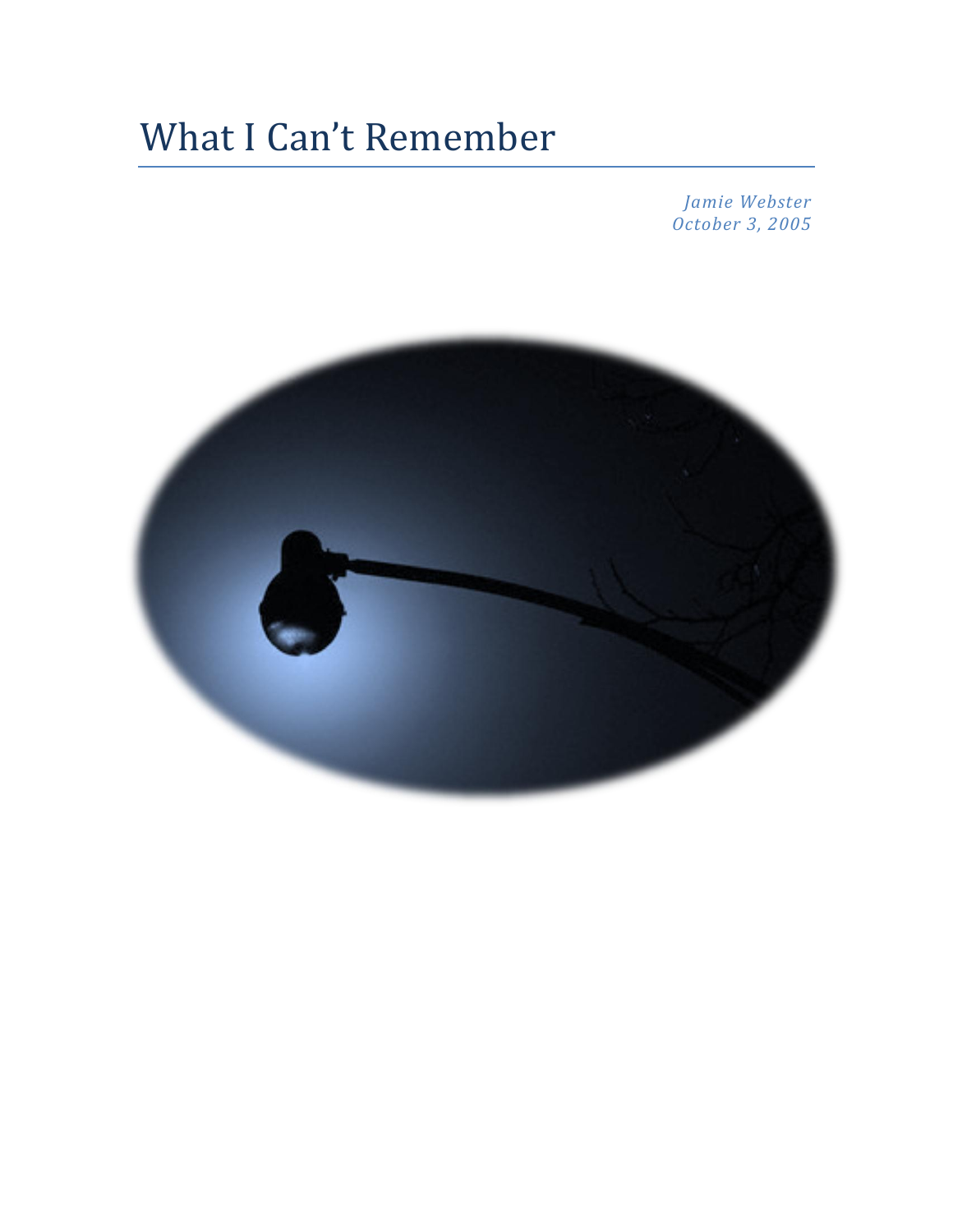# What I Can't Remember

*Jamie Webster*
*October 3, 2005*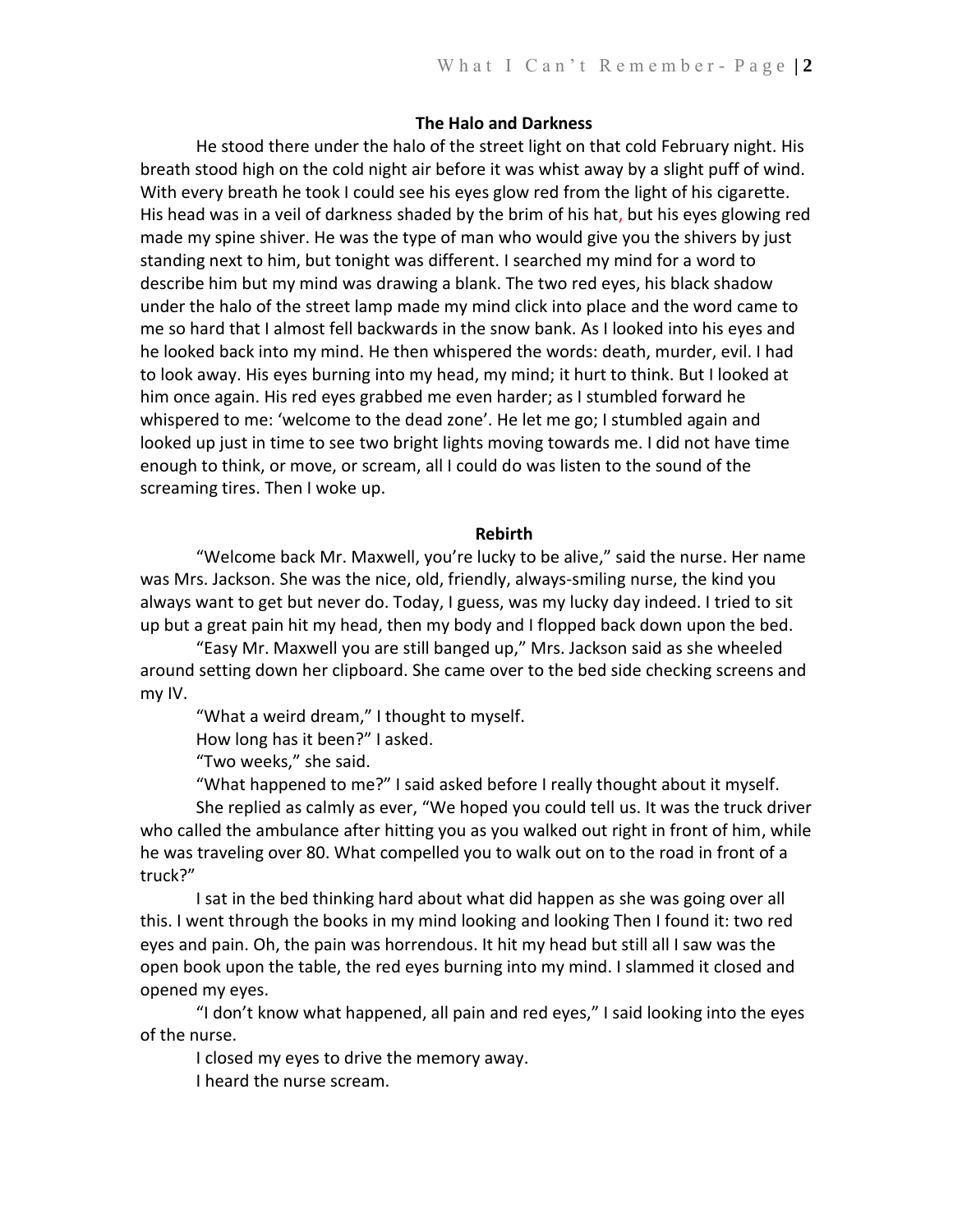## The Halo and Darkness

He stood there under the halo of the street light on that cold February night. His breath stood high on the cold night air before it was whist away by a slight puff of wind. With every breath he took I could see his eyes glow red from the light of his cigarette. His head was in a veil of darkness shaded by the brim of his hat, but his eyes glowing red made my spine shiver. He was the type of man who would give you the shivers by just standing next to him, but tonight was different. I searched my mind for a word to describe him but my mind was drawing a blank. The two red eyes, his black shadow under the halo of the street lamp made my mind click into place and the word came to me so hard that I almost fell backwards in the snow bank. As I looked into his eyes and he looked back into my mind. He then whispered the words: death, murder, evil. I had to look away. His eyes burning into my head, my mind; it hurt to think. But I looked at him once again. His red eyes grabbed me even harder; as I stumbled forward he whispered to me: 'welcome to the dead zone'. He let me go; I stumbled again and looked up just in time to see two bright lights moving towards me. I did not have time enough to think, or move, or scream, all I could do was listen to the sound of the screaming tires. Then I woke up.

## Rebirth

"Welcome back Mr. Maxwell, you're lucky to be alive," said the nurse. Her name was Mrs. Jackson. She was the nice, old, friendly, always-smiling nurse, the kind you always want to get but never do. Today, I guess, was my lucky day indeed. I tried to sit up but a great pain hit my head, then my body and I flopped back down upon the bed.

"Easy Mr. Maxwell you are still banged up," Mrs. Jackson said as she wheeled around setting down her clipboard. She came over to the bed side checking screens and my IV.

"What a weird dream," I thought to myself.

How long has it been?" I asked.

"Two weeks," she said.

"What happened to me?" I said asked before I really thought about it myself.

She replied as calmly as ever, "We hoped you could tell us. It was the truck driver who called the ambulance after hitting you as you walked out right in front of him, while he was traveling over 80. What compelled you to walk out on to the road in front of a truck?"

I sat in the bed thinking hard about what did happen as she was going over all this. I went through the books in my mind looking and looking Then I found it: two red eyes and pain. Oh, the pain was horrendous. It hit my head but still all I saw was the open book upon the table, the red eyes burning into my mind. I slammed it closed and opened my eyes.

"I don't know what happened, all pain and red eyes," I said looking into the eyes of the nurse.

I closed my eyes to drive the memory away.

I heard the nurse scream.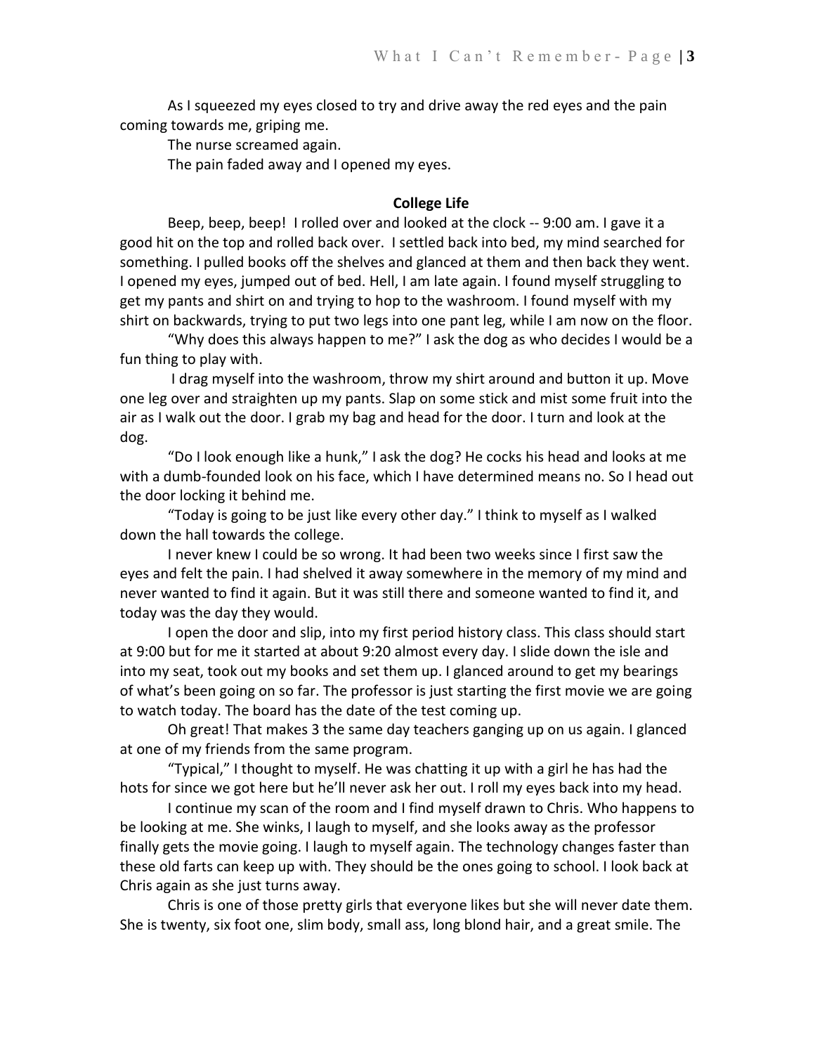As I squeezed my eyes closed to try and drive away the red eyes and the pain coming towards me, griping me.

The nurse screamed again.

The pain faded away and I opened my eyes.

**College Life**

Beep, beep, beep! I rolled over and looked at the clock -- 9:00 am. I gave it a good hit on the top and rolled back over. I settled back into bed, my mind searched for something. I pulled books off the shelves and glanced at them and then back they went. I opened my eyes, jumped out of bed. Hell, I am late again. I found myself struggling to get my pants and shirt on and trying to hop to the washroom. I found myself with my shirt on backwards, trying to put two legs into one pant leg, while I am now on the floor.

"Why does this always happen to me?" I ask the dog as who decides I would be a fun thing to play with.

I drag myself into the washroom, throw my shirt around and button it up. Move one leg over and straighten up my pants. Slap on some stick and mist some fruit into the air as I walk out the door. I grab my bag and head for the door. I turn and look at the dog.

"Do I look enough like a hunk," I ask the dog? He cocks his head and looks at me with a dumb-founded look on his face, which I have determined means no. So I head out the door locking it behind me.

"Today is going to be just like every other day." I think to myself as I walked down the hall towards the college.

I never knew I could be so wrong. It had been two weeks since I first saw the eyes and felt the pain. I had shelved it away somewhere in the memory of my mind and never wanted to find it again. But it was still there and someone wanted to find it, and today was the day they would.

I open the door and slip, into my first period history class. This class should start at 9:00 but for me it started at about 9:20 almost every day. I slide down the isle and into my seat, took out my books and set them up. I glanced around to get my bearings of what's been going on so far. The professor is just starting the first movie we are going to watch today. The board has the date of the test coming up.

Oh great! That makes 3 the same day teachers ganging up on us again. I glanced at one of my friends from the same program.

"Typical," I thought to myself. He was chatting it up with a girl he has had the hots for since we got here but he'll never ask her out. I roll my eyes back into my head.

I continue my scan of the room and I find myself drawn to Chris. Who happens to be looking at me. She winks, I laugh to myself, and she looks away as the professor finally gets the movie going. I laugh to myself again. The technology changes faster than these old farts can keep up with. They should be the ones going to school. I look back at Chris again as she just turns away.

Chris is one of those pretty girls that everyone likes but she will never date them. She is twenty, six foot one, slim body, small ass, long blond hair, and a great smile. The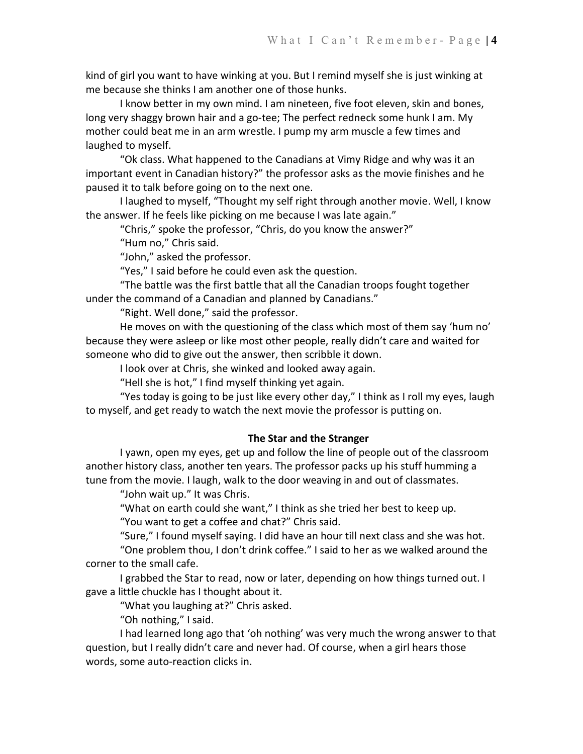kind of girl you want to have winking at you. But I remind myself she is just winking at me because she thinks I am another one of those hunks.

I know better in my own mind. I am nineteen, five foot eleven, skin and bones, long very shaggy brown hair and a go-tee; The perfect redneck some hunk I am. My mother could beat me in an arm wrestle. I pump my arm muscle a few times and laughed to myself.

"Ok class. What happened to the Canadians at Vimy Ridge and why was it an important event in Canadian history?" the professor asks as the movie finishes and he paused it to talk before going on to the next one.

I laughed to myself, "Thought my self right through another movie. Well, I know the answer. If he feels like picking on me because I was late again."

"Chris," spoke the professor, "Chris, do you know the answer?"

"Hum no," Chris said.

"John," asked the professor.

"Yes," I said before he could even ask the question.

"The battle was the first battle that all the Canadian troops fought together under the command of a Canadian and planned by Canadians."

"Right. Well done," said the professor.

He moves on with the questioning of the class which most of them say 'hum no' because they were asleep or like most other people, really didn't care and waited for someone who did to give out the answer, then scribble it down.

I look over at Chris, she winked and looked away again.

"Hell she is hot," I find myself thinking yet again.

"Yes today is going to be just like every other day," I think as I roll my eyes, laugh to myself, and get ready to watch the next movie the professor is putting on.

## The Star and the Stranger

I yawn, open my eyes, get up and follow the line of people out of the classroom another history class, another ten years. The professor packs up his stuff humming a tune from the movie. I laugh, walk to the door weaving in and out of classmates.

"John wait up." It was Chris.

"What on earth could she want," I think as she tried her best to keep up.

"You want to get a coffee and chat?" Chris said.

"Sure," I found myself saying. I did have an hour till next class and she was hot.

"One problem thou, I don't drink coffee." I said to her as we walked around the corner to the small cafe.

I grabbed the Star to read, now or later, depending on how things turned out. I gave a little chuckle has I thought about it.

"What you laughing at?" Chris asked.

"Oh nothing," I said.

I had learned long ago that 'oh nothing' was very much the wrong answer to that question, but I really didn't care and never had. Of course, when a girl hears those words, some auto-reaction clicks in.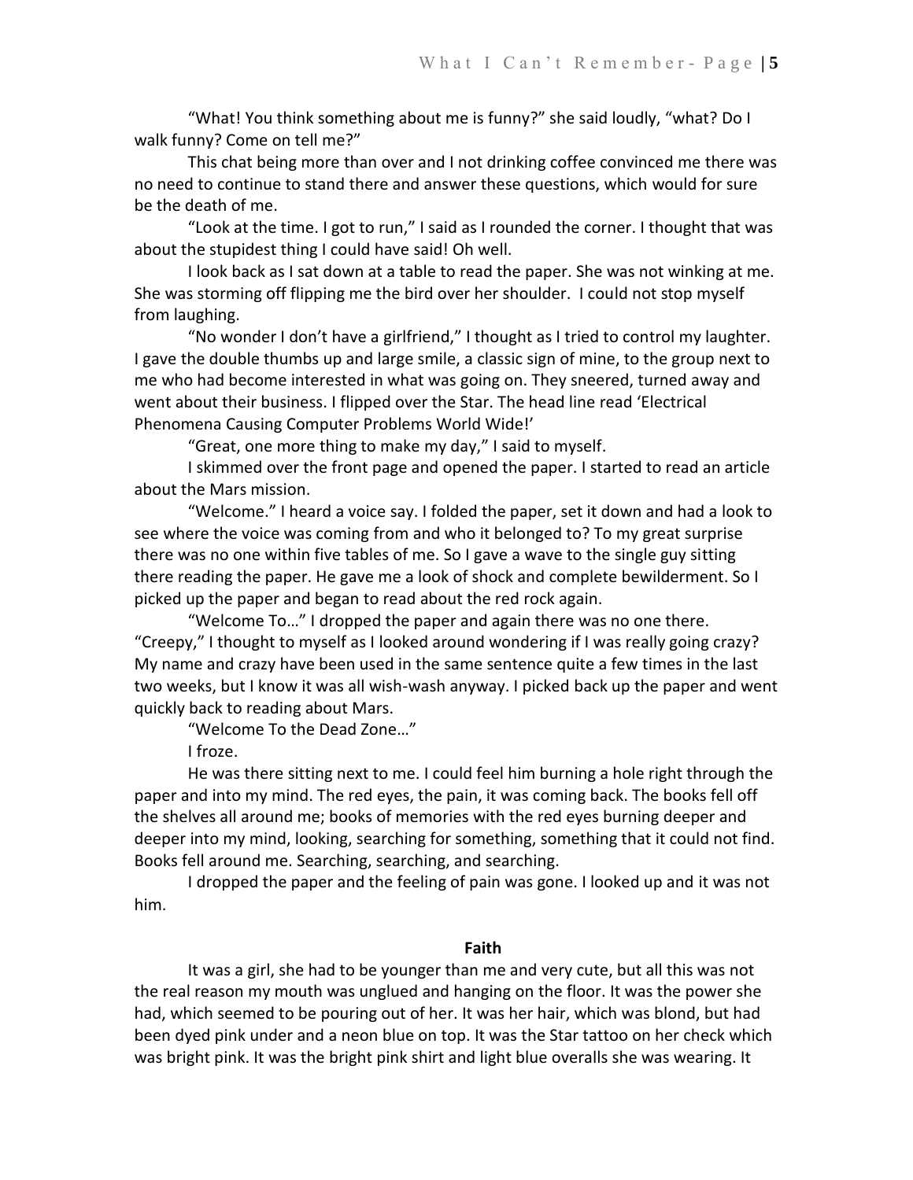"What! You think something about me is funny?" she said loudly, "what? Do I walk funny? Come on tell me?"

This chat being more than over and I not drinking coffee convinced me there was no need to continue to stand there and answer these questions, which would for sure be the death of me.

"Look at the time. I got to run," I said as I rounded the corner. I thought that was about the stupidest thing I could have said! Oh well.

I look back as I sat down at a table to read the paper. She was not winking at me. She was storming off flipping me the bird over her shoulder. I could not stop myself from laughing.

"No wonder I don't have a girlfriend," I thought as I tried to control my laughter. I gave the double thumbs up and large smile, a classic sign of mine, to the group next to me who had become interested in what was going on. They sneered, turned away and went about their business. I flipped over the Star. The head line read 'Electrical Phenomena Causing Computer Problems World Wide!'

"Great, one more thing to make my day," I said to myself.

I skimmed over the front page and opened the paper. I started to read an article about the Mars mission.

"Welcome." I heard a voice say. I folded the paper, set it down and had a look to see where the voice was coming from and who it belonged to? To my great surprise there was no one within five tables of me. So I gave a wave to the single guy sitting there reading the paper. He gave me a look of shock and complete bewilderment. So I picked up the paper and began to read about the red rock again.

"Welcome To…" I dropped the paper and again there was no one there. "Creepy," I thought to myself as I looked around wondering if I was really going crazy? My name and crazy have been used in the same sentence quite a few times in the last two weeks, but I know it was all wish-wash anyway. I picked back up the paper and went quickly back to reading about Mars.

"Welcome To the Dead Zone…"

I froze.

He was there sitting next to me. I could feel him burning a hole right through the paper and into my mind. The red eyes, the pain, it was coming back. The books fell off the shelves all around me; books of memories with the red eyes burning deeper and deeper into my mind, looking, searching for something, something that it could not find. Books fell around me. Searching, searching, and searching.

I dropped the paper and the feeling of pain was gone. I looked up and it was not him.

## Faith

It was a girl, she had to be younger than me and very cute, but all this was not the real reason my mouth was unglued and hanging on the floor. It was the power she had, which seemed to be pouring out of her. It was her hair, which was blond, but had been dyed pink under and a neon blue on top. It was the Star tattoo on her check which was bright pink. It was the bright pink shirt and light blue overalls she was wearing. It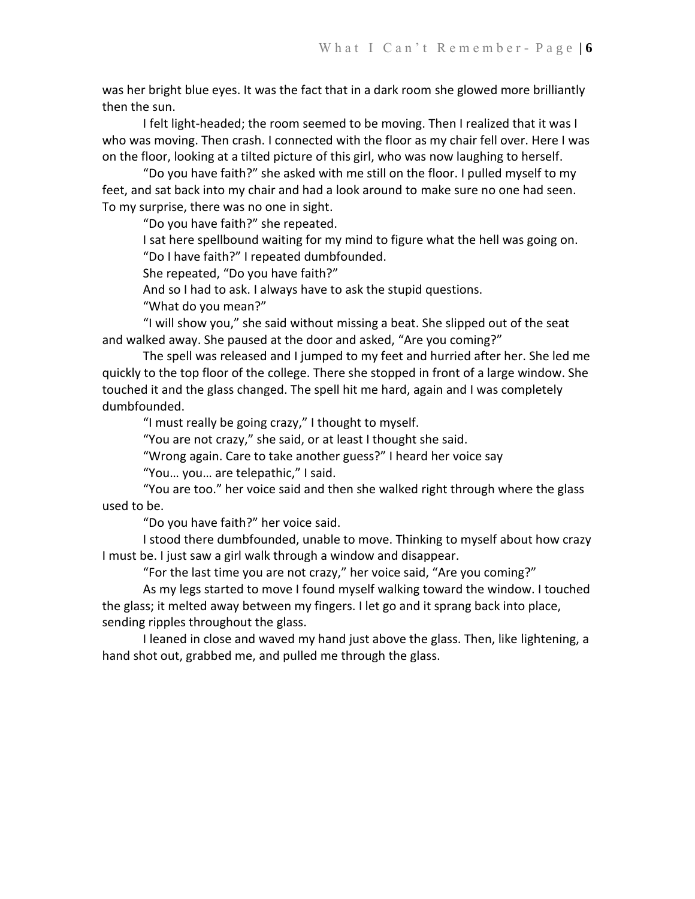was her bright blue eyes. It was the fact that in a dark room she glowed more brilliantly then the sun.

I felt light-headed; the room seemed to be moving. Then I realized that it was I who was moving. Then crash. I connected with the floor as my chair fell over. Here I was on the floor, looking at a tilted picture of this girl, who was now laughing to herself.

"Do you have faith?" she asked with me still on the floor. I pulled myself to my feet, and sat back into my chair and had a look around to make sure no one had seen. To my surprise, there was no one in sight.

"Do you have faith?" she repeated.

I sat here spellbound waiting for my mind to figure what the hell was going on.

"Do I have faith?" I repeated dumbfounded.

She repeated, "Do you have faith?"

And so I had to ask. I always have to ask the stupid questions.

"What do you mean?"

"I will show you," she said without missing a beat. She slipped out of the seat and walked away. She paused at the door and asked, "Are you coming?"

The spell was released and I jumped to my feet and hurried after her. She led me quickly to the top floor of the college. There she stopped in front of a large window. She touched it and the glass changed. The spell hit me hard, again and I was completely dumbfounded.

"I must really be going crazy," I thought to myself.

"You are not crazy," she said, or at least I thought she said.

"Wrong again. Care to take another guess?" I heard her voice say

"You… you… are telepathic," I said.

"You are too." her voice said and then she walked right through where the glass used to be.

"Do you have faith?" her voice said.

I stood there dumbfounded, unable to move. Thinking to myself about how crazy I must be. I just saw a girl walk through a window and disappear.

"For the last time you are not crazy," her voice said, "Are you coming?"

As my legs started to move I found myself walking toward the window. I touched the glass; it melted away between my fingers. I let go and it sprang back into place, sending ripples throughout the glass.

I leaned in close and waved my hand just above the glass. Then, like lightening, a hand shot out, grabbed me, and pulled me through the glass.